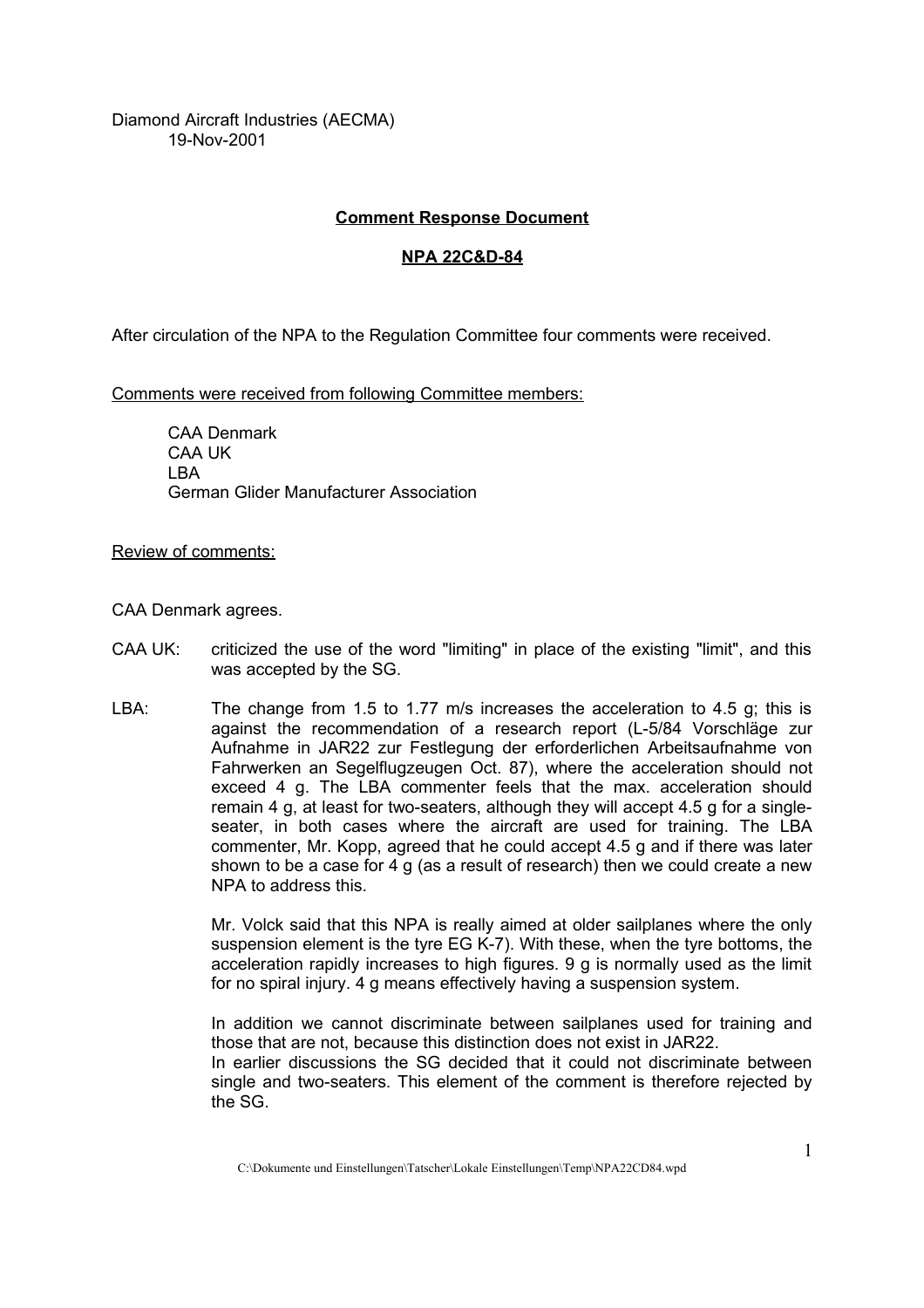Diamond Aircraft Industries (AECMA)
19-Nov-2001

## Comment Response Document

## NPA 22C&D-84

After circulation of the NPA to the Regulation Committee four comments were received.

Comments were received from following Committee members:

CAA Denmark
CAA UK
LBA
German Glider Manufacturer Association

Review of comments:

CAA Denmark agrees.

CAA UK: criticized the use of the word "limiting" in place of the existing "limit", and this was accepted by the SG.

LBA: The change from 1.5 to 1.77 m/s increases the acceleration to 4.5 g; this is against the recommendation of a research report (L-5/84 Vorschläge zur Aufnahme in JAR22 zur Festlegung der erforderlichen Arbeitsaufnahme von Fahrwerken an Segelflugzeugen Oct. 87), where the acceleration should not exceed 4 g. The LBA commenter feels that the max. acceleration should remain 4 g, at least for two-seaters, although they will accept 4.5 g for a single-seater, in both cases where the aircraft are used for training. The LBA commenter, Mr. Kopp, agreed that he could accept 4.5 g and if there was later shown to be a case for 4 g (as a result of research) then we could create a new NPA to address this.

Mr. Volck said that this NPA is really aimed at older sailplanes where the only suspension element is the tyre EG K-7). With these, when the tyre bottoms, the acceleration rapidly increases to high figures. 9 g is normally used as the limit for no spiral injury. 4 g means effectively having a suspension system.

In addition we cannot discriminate between sailplanes used for training and those that are not, because this distinction does not exist in JAR22.
In earlier discussions the SG decided that it could not discriminate between single and two-seaters. This element of the comment is therefore rejected by the SG.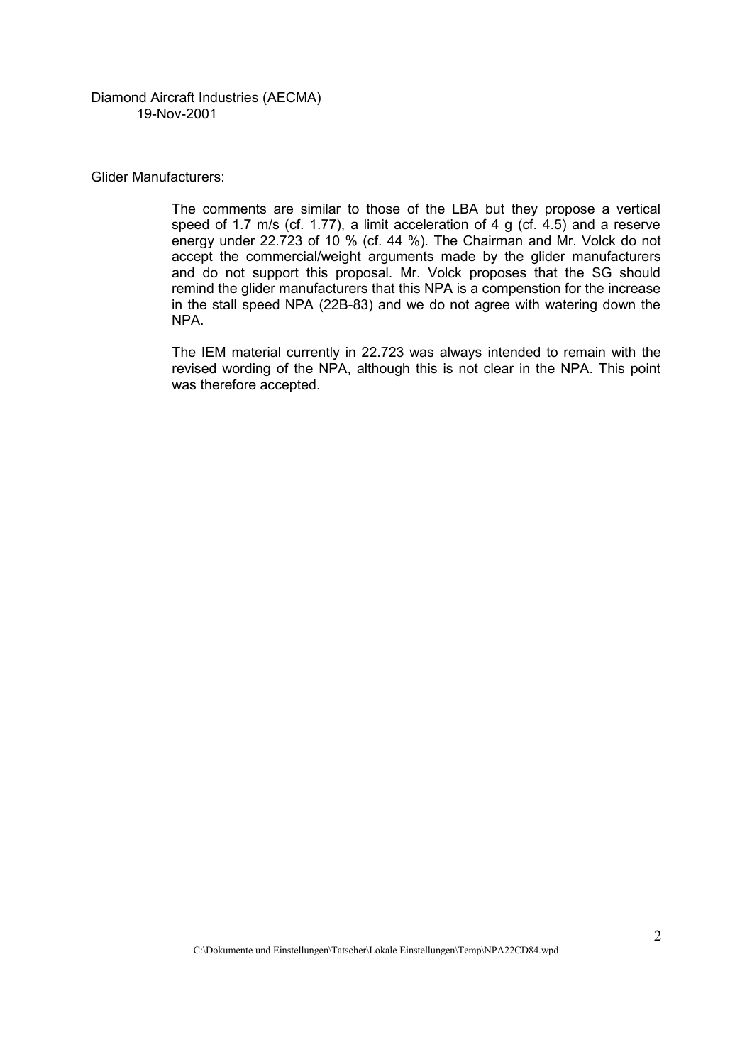Diamond Aircraft Industries (AECMA)
19-Nov-2001

Glider Manufacturers:

The comments are similar to those of the LBA but they propose a vertical speed of 1.7 m/s (cf. 1.77), a limit acceleration of 4 g (cf. 4.5) and a reserve energy under 22.723 of 10 % (cf. 44 %). The Chairman and Mr. Volck do not accept the commercial/weight arguments made by the glider manufacturers and do not support this proposal. Mr. Volck proposes that the SG should remind the glider manufacturers that this NPA is a compenstion for the increase in the stall speed NPA (22B-83) and we do not agree with watering down the NPA.

The IEM material currently in 22.723 was always intended to remain with the revised wording of the NPA, although this is not clear in the NPA. This point was therefore accepted.